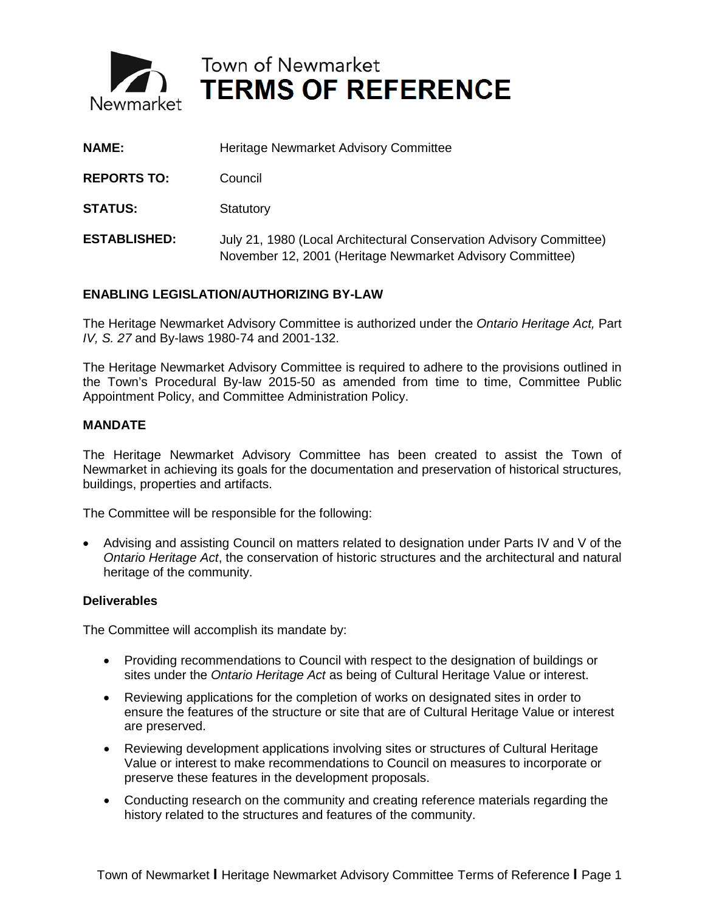# Town of Newmarket
# TERMS OF REFERENCE

**NAME:** Heritage Newmarket Advisory Committee

**REPORTS TO:** Council

**STATUS:** Statutory

**ESTABLISHED:** July 21, 1980 (Local Architectural Conservation Advisory Committee)
November 12, 2001 (Heritage Newmarket Advisory Committee)

## ENABLING LEGISLATION/AUTHORIZING BY-LAW

The Heritage Newmarket Advisory Committee is authorized under the *Ontario Heritage Act,* Part *IV, S. 27* and By-laws 1980-74 and 2001-132.

The Heritage Newmarket Advisory Committee is required to adhere to the provisions outlined in the Town's Procedural By-law 2015-50 as amended from time to time, Committee Public Appointment Policy, and Committee Administration Policy.

## MANDATE

The Heritage Newmarket Advisory Committee has been created to assist the Town of Newmarket in achieving its goals for the documentation and preservation of historical structures, buildings, properties and artifacts.

The Committee will be responsible for the following:

- Advising and assisting Council on matters related to designation under Parts IV and V of the *Ontario Heritage Act*, the conservation of historic structures and the architectural and natural heritage of the community.

### Deliverables

The Committee will accomplish its mandate by:

- Providing recommendations to Council with respect to the designation of buildings or sites under the *Ontario Heritage Act* as being of Cultural Heritage Value or interest.
- Reviewing applications for the completion of works on designated sites in order to ensure the features of the structure or site that are of Cultural Heritage Value or interest are preserved.
- Reviewing development applications involving sites or structures of Cultural Heritage Value or interest to make recommendations to Council on measures to incorporate or preserve these features in the development proposals.
- Conducting research on the community and creating reference materials regarding the history related to the structures and features of the community.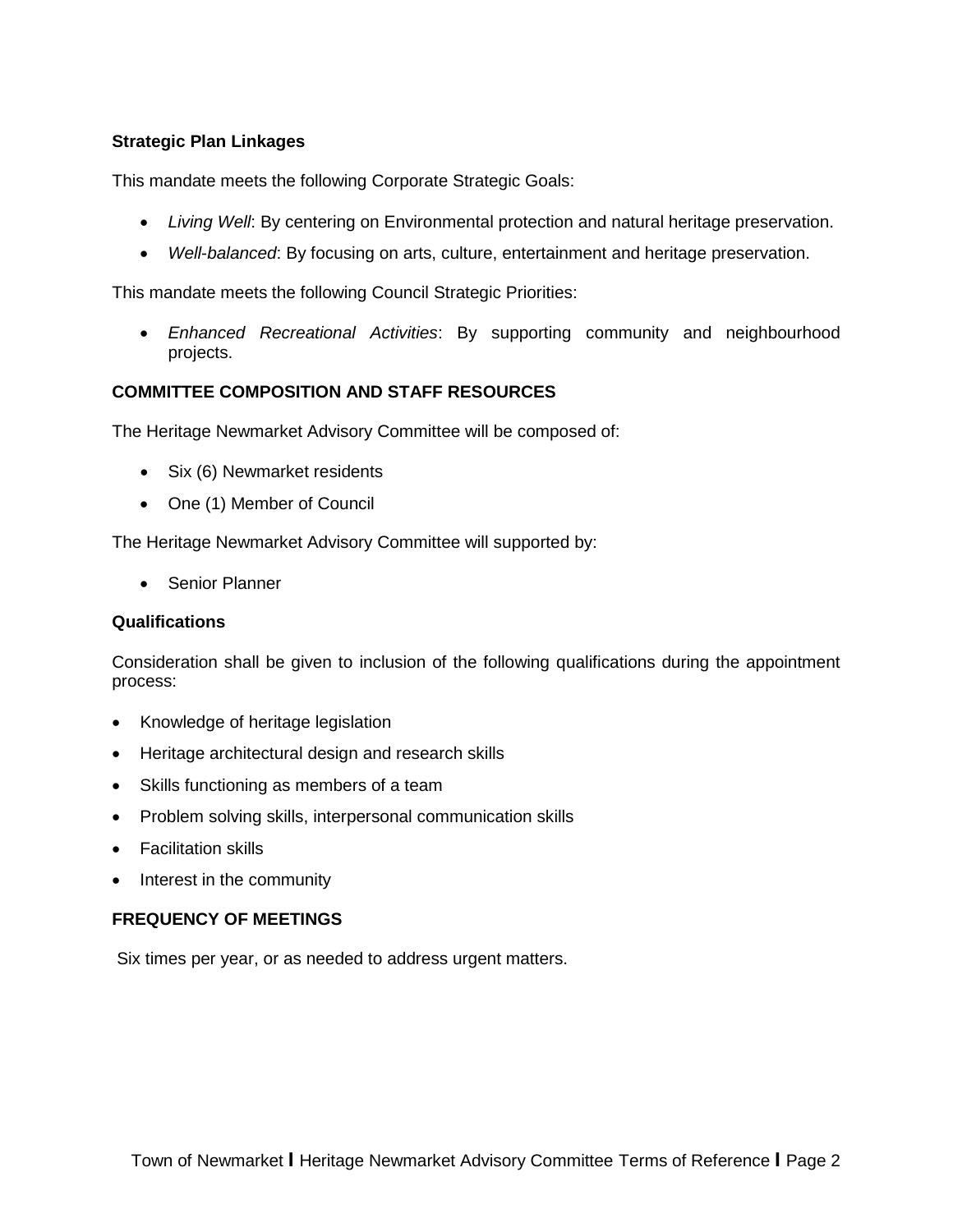### Strategic Plan Linkages

This mandate meets the following Corporate Strategic Goals:

- *Living Well*: By centering on Environmental protection and natural heritage preservation.
- *Well-balanced*: By focusing on arts, culture, entertainment and heritage preservation.

This mandate meets the following Council Strategic Priorities:

- *Enhanced Recreational Activities*: By supporting community and neighbourhood projects.

## COMMITTEE COMPOSITION AND STAFF RESOURCES

The Heritage Newmarket Advisory Committee will be composed of:

- Six (6) Newmarket residents
- One (1) Member of Council

The Heritage Newmarket Advisory Committee will supported by:

- Senior Planner

### Qualifications

Consideration shall be given to inclusion of the following qualifications during the appointment process:

- Knowledge of heritage legislation
- Heritage architectural design and research skills
- Skills functioning as members of a team
- Problem solving skills, interpersonal communication skills
- Facilitation skills
- Interest in the community

## FREQUENCY OF MEETINGS

Six times per year, or as needed to address urgent matters.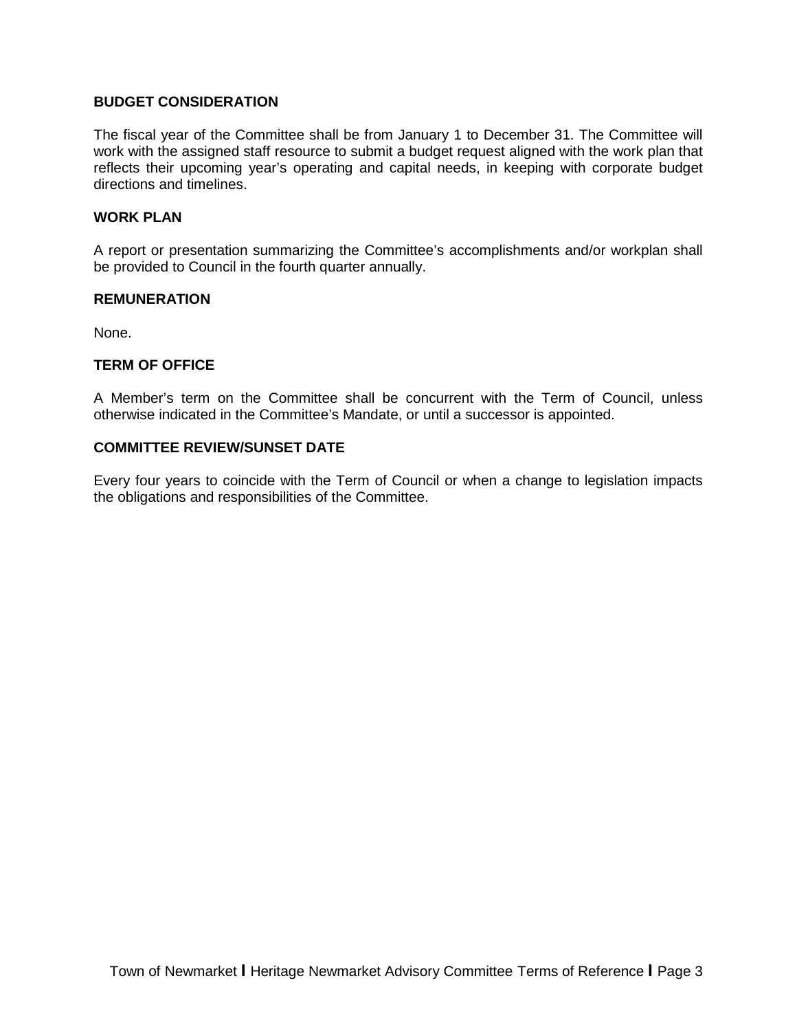## BUDGET CONSIDERATION

The fiscal year of the Committee shall be from January 1 to December 31. The Committee will work with the assigned staff resource to submit a budget request aligned with the work plan that reflects their upcoming year's operating and capital needs, in keeping with corporate budget directions and timelines.

## WORK PLAN

A report or presentation summarizing the Committee's accomplishments and/or workplan shall be provided to Council in the fourth quarter annually.

## REMUNERATION

None.

## TERM OF OFFICE

A Member's term on the Committee shall be concurrent with the Term of Council, unless otherwise indicated in the Committee's Mandate, or until a successor is appointed.

## COMMITTEE REVIEW/SUNSET DATE

Every four years to coincide with the Term of Council or when a change to legislation impacts the obligations and responsibilities of the Committee.